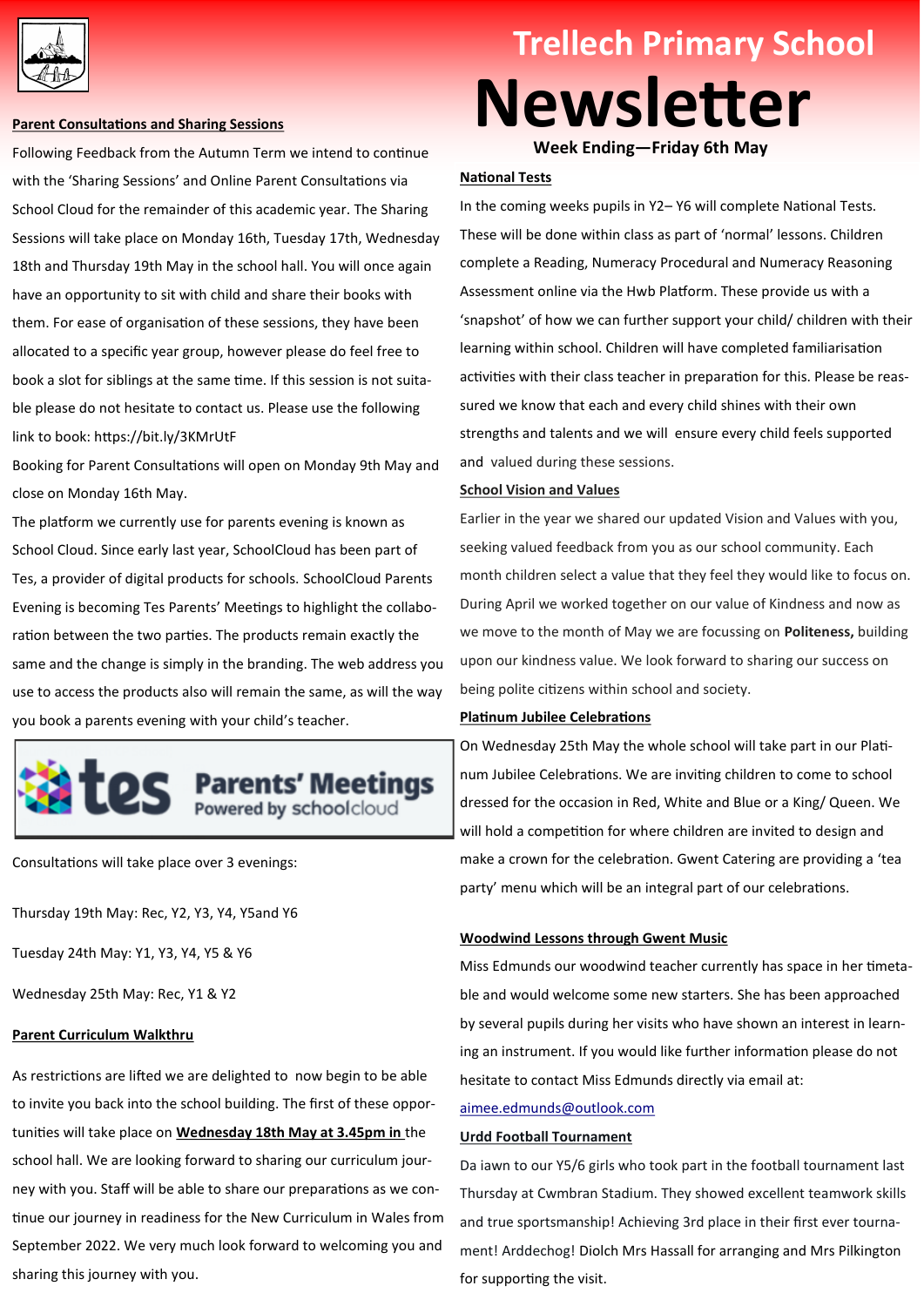# Trellech Primary School Newsletter

**Week Ending—Friday 6th May**

## Parent Consultations and Sharing Sessions

Following Feedback from the Autumn Term we intend to continue with the 'Sharing Sessions' and Online Parent Consultations via School Cloud for the remainder of this academic year. The Sharing Sessions will take place on Monday 16th, Tuesday 17th, Wednesday 18th and Thursday 19th May in the school hall. You will once again have an opportunity to sit with child and share their books with them. For ease of organisation of these sessions, they have been allocated to a specific year group, however please do feel free to book a slot for siblings at the same time. If this session is not suitable please do not hesitate to contact us. Please use the following link to book: https://bit.ly/3KMrUtF

Booking for Parent Consultations will open on Monday 9th May and close on Monday 16th May.

The platform we currently use for parents evening is known as School Cloud. Since early last year, SchoolCloud has been part of Tes, a provider of digital products for schools. SchoolCloud Parents Evening is becoming Tes Parents' Meetings to highlight the collaboration between the two parties. The products remain exactly the same and the change is simply in the branding. The web address you use to access the products also will remain the same, as will the way you book a parents evening with your child's teacher.

tes Parents' Meetings Powered by schoolcloud

Consultations will take place over 3 evenings:

Thursday 19th May: Rec, Y2, Y3, Y4, Y5and Y6

Tuesday 24th May: Y1, Y3, Y4, Y5 & Y6

Wednesday 25th May: Rec, Y1 & Y2

## Parent Curriculum Walkthru

As restrictions are lifted we are delighted to now begin to be able to invite you back into the school building. The first of these opportunities will take place on **Wednesday 18th May at 3.45pm in** the school hall. We are looking forward to sharing our curriculum journey with you. Staff will be able to share our preparations as we continue our journey in readiness for the New Curriculum in Wales from September 2022. We very much look forward to welcoming you and sharing this journey with you.

## National Tests

In the coming weeks pupils in Y2– Y6 will complete National Tests. These will be done within class as part of 'normal' lessons. Children complete a Reading, Numeracy Procedural and Numeracy Reasoning Assessment online via the Hwb Platform. These provide us with a 'snapshot' of how we can further support your child/ children with their learning within school. Children will have completed familiarisation activities with their class teacher in preparation for this. Please be reassured we know that each and every child shines with their own strengths and talents and we will ensure every child feels supported and valued during these sessions.

## School Vision and Values

Earlier in the year we shared our updated Vision and Values with you, seeking valued feedback from you as our school community. Each month children select a value that they feel they would like to focus on. During April we worked together on our value of Kindness and now as we move to the month of May we are focussing on **Politeness,** building upon our kindness value. We look forward to sharing our success on being polite citizens within school and society.

## Platinum Jubilee Celebrations

On Wednesday 25th May the whole school will take part in our Platinum Jubilee Celebrations. We are inviting children to come to school dressed for the occasion in Red, White and Blue or a King/ Queen. We will hold a competition for where children are invited to design and make a crown for the celebration. Gwent Catering are providing a 'tea party' menu which will be an integral part of our celebrations.

## Woodwind Lessons through Gwent Music

Miss Edmunds our woodwind teacher currently has space in her timetable and would welcome some new starters. She has been approached by several pupils during her visits who have shown an interest in learning an instrument. If you would like further information please do not hesitate to contact Miss Edmunds directly via email at: aimee.edmunds@outlook.com

## Urdd Football Tournament

Da iawn to our Y5/6 girls who took part in the football tournament last Thursday at Cwmbran Stadium. They showed excellent teamwork skills and true sportsmanship! Achieving 3rd place in their first ever tournament! Arddechog! Diolch Mrs Hassall for arranging and Mrs Pilkington for supporting the visit.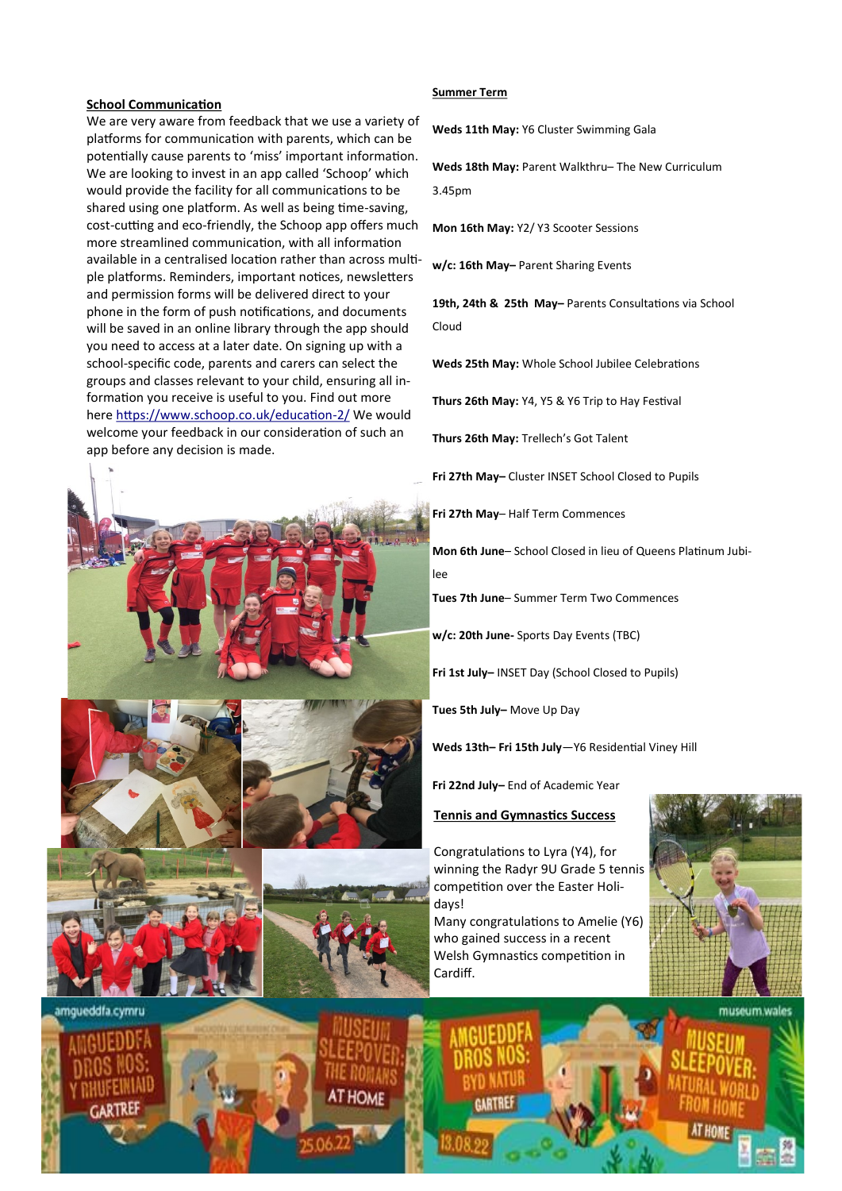## School Communication

We are very aware from feedback that we use a variety of platforms for communication with parents, which can be potentially cause parents to 'miss' important information. We are looking to invest in an app called 'Schoop' which would provide the facility for all communications to be shared using one platform. As well as being time-saving, cost-cutting and eco-friendly, the Schoop app offers much more streamlined communication, with all information available in a centralised location rather than across multiple platforms. Reminders, important notices, newsletters and permission forms will be delivered direct to your phone in the form of push notifications, and documents will be saved in an online library through the app should you need to access at a later date. On signing up with a school-specific code, parents and carers can select the groups and classes relevant to your child, ensuring all information you receive is useful to you. Find out more here https://www.schoop.co.uk/education-2/ We would welcome your feedback in our consideration of such an app before any decision is made.

## Summer Term

**Weds 11th May:** Y6 Cluster Swimming Gala

**Weds 18th May:** Parent Walkthru– The New Curriculum 3.45pm

**Mon 16th May:** Y2/ Y3 Scooter Sessions

**w/c: 16th May–** Parent Sharing Events

**19th, 24th & 25th May–** Parents Consultations via School Cloud

**Weds 25th May:** Whole School Jubilee Celebrations

**Thurs 26th May:** Y4, Y5 & Y6 Trip to Hay Festival

**Thurs 26th May:** Trellech's Got Talent

**Fri 27th May–** Cluster INSET School Closed to Pupils

**Fri 27th May**– Half Term Commences

**Mon 6th June**– School Closed in lieu of Queens Platinum Jubilee

**Tues 7th June**– Summer Term Two Commences

**w/c: 20th June-** Sports Day Events (TBC)

**Fri 1st July–** INSET Day (School Closed to Pupils)

**Tues 5th July–** Move Up Day

**Weds 13th– Fri 15th July**—Y6 Residential Viney Hill

**Fri 22nd July–** End of Academic Year

## Tennis and Gymnastics Success

Congratulations to Lyra (Y4), for winning the Radyr 9U Grade 5 tennis competition over the Easter Holidays!

Many congratulations to Amelie (Y6) who gained success in a recent Welsh Gymnastics competition in Cardiff.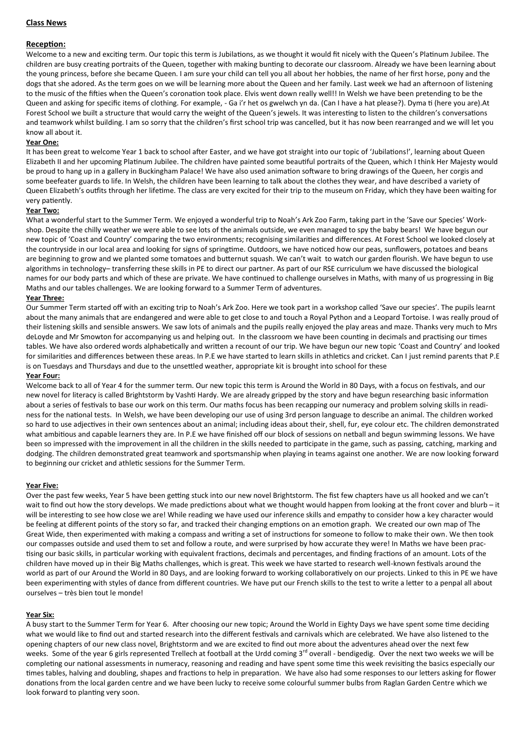## Class News

### Reception:

Welcome to a new and exciting term. Our topic this term is Jubilations, as we thought it would fit nicely with the Queen's Platinum Jubilee. The children are busy creating portraits of the Queen, together with making bunting to decorate our classroom. Already we have been learning about the young princess, before she became Queen. I am sure your child can tell you all about her hobbies, the name of her first horse, pony and the dogs that she adored. As the term goes on we will be learning more about the Queen and her family. Last week we had an afternoon of listening to the music of the fifties when the Queen's coronation took place. Elvis went down really well!! In Welsh we have been pretending to be the Queen and asking for specific items of clothing. For example, - Ga i'r het os gwelwch yn da. (Can I have a hat please?). Dyma ti (here you are).At Forest School we built a structure that would carry the weight of the Queen's jewels. It was interesting to listen to the children's conversations and teamwork whilst building. I am so sorry that the children's first school trip was cancelled, but it has now been rearranged and we will let you know all about it.

### Year One:

It has been great to welcome Year 1 back to school after Easter, and we have got straight into our topic of 'Jubilations!', learning about Queen Elizabeth II and her upcoming Platinum Jubilee. The children have painted some beautiful portraits of the Queen, which I think Her Majesty would be proud to hang up in a gallery in Buckingham Palace! We have also used animation software to bring drawings of the Queen, her corgis and some beefeater guards to life. In Welsh, the children have been learning to talk about the clothes they wear, and have described a variety of Queen Elizabeth's outfits through her lifetime. The class are very excited for their trip to the museum on Friday, which they have been waiting for very patiently.

### Year Two:

What a wonderful start to the Summer Term. We enjoyed a wonderful trip to Noah's Ark Zoo Farm, taking part in the 'Save our Species' Work-shop. Despite the chilly weather we were able to see lots of the animals outside, we even managed to spy the baby bears! We have begun our new topic of 'Coast and Country' comparing the two environments; recognising similarities and differences. At Forest School we looked closely at the countryside in our local area and looking for signs of springtime. Outdoors, we have noticed how our peas, sunflowers, potatoes and beans are beginning to grow and we planted some tomatoes and butternut squash. We can't wait to watch our garden flourish. We have begun to use algorithms in technology– transferring these skills in PE to direct our partner. As part of our RSE curriculum we have discussed the biological names for our body parts and which of these are private. We have continued to challenge ourselves in Maths, with many of us progressing in Big Maths and our tables challenges. We are looking forward to a Summer Term of adventures.

### Year Three:

Our Summer Term started off with an exciting trip to Noah's Ark Zoo. Here we took part in a workshop called 'Save our species'. The pupils learnt about the many animals that are endangered and were able to get close to and touch a Royal Python and a Leopard Tortoise. I was really proud of their listening skills and sensible answers. We saw lots of animals and the pupils really enjoyed the play areas and maze. Thanks very much to Mrs deLoyde and Mr Smowton for accompanying us and helping out. In the classroom we have been counting in decimals and practising our times tables. We have also ordered words alphabetically and written a recount of our trip. We have begun our new topic 'Coast and Country' and looked for similarities and differences between these areas. In P.E we have started to learn skills in athletics and cricket. Can I just remind parents that P.E is on Tuesdays and Thursdays and due to the unsettled weather, appropriate kit is brought into school for these

### Year Four:

Welcome back to all of Year 4 for the summer term. Our new topic this term is Around the World in 80 Days, with a focus on festivals, and our new novel for literacy is called Brightstorm by Vashti Hardy. We are already gripped by the story and have begun researching basic information about a series of festivals to base our work on this term. Our maths focus has been recapping our numeracy and problem solving skills in readiness for the national tests. In Welsh, we have been developing our use of using 3rd person language to describe an animal. The children worked so hard to use adjectives in their own sentences about an animal; including ideas about their, shell, fur, eye colour etc. The children demonstrated what ambitious and capable learners they are. In P.E we have finished off our block of sessions on netball and begun swimming lessons. We have been so impressed with the improvement in all the children in the skills needed to participate in the game, such as passing, catching, marking and dodging. The children demonstrated great teamwork and sportsmanship when playing in teams against one another. We are now looking forward to beginning our cricket and athletic sessions for the Summer Term.

### Year Five:

Over the past few weeks, Year 5 have been getting stuck into our new novel Brightstorm. The fist few chapters have us all hooked and we can't wait to find out how the story develops. We made predictions about what we thought would happen from looking at the front cover and blurb – it will be interesting to see how close we are! While reading we have used our inference skills and empathy to consider how a key character would be feeling at different points of the story so far, and tracked their changing emptions on an emotion graph. We created our own map of The Great Wide, then experimented with making a compass and writing a set of instructions for someone to follow to make their own. We then took our compasses outside and used them to set and follow a route, and were surprised by how accurate they were! In Maths we have been practising our basic skills, in particular working with equivalent fractions, decimals and percentages, and finding fractions of an amount. Lots of the children have moved up in their Big Maths challenges, which is great. This week we have started to research well-known festivals around the world as part of our Around the World in 80 Days, and are looking forward to working collaboratively on our projects. Linked to this in PE we have been experimenting with styles of dance from different countries. We have put our French skills to the test to write a letter to a penpal all about ourselves – très bien tout le monde!

### Year Six:

A busy start to the Summer Term for Year 6. After choosing our new topic; Around the World in Eighty Days we have spent some time deciding what we would like to find out and started research into the different festivals and carnivals which are celebrated. We have also listened to the opening chapters of our new class novel, Brightstorm and we are excited to find out more about the adventures ahead over the next few weeks. Some of the year 6 girls represented Trellech at football at the Urdd coming 3rd overall - bendigedig. Over the next two weeks we will be completing our national assessments in numeracy, reasoning and reading and have spent some time this week revisiting the basics especially our times tables, halving and doubling, shapes and fractions to help in preparation. We have also had some responses to our letters asking for flower donations from the local garden centre and we have been lucky to receive some colourful summer bulbs from Raglan Garden Centre which we look forward to planting very soon.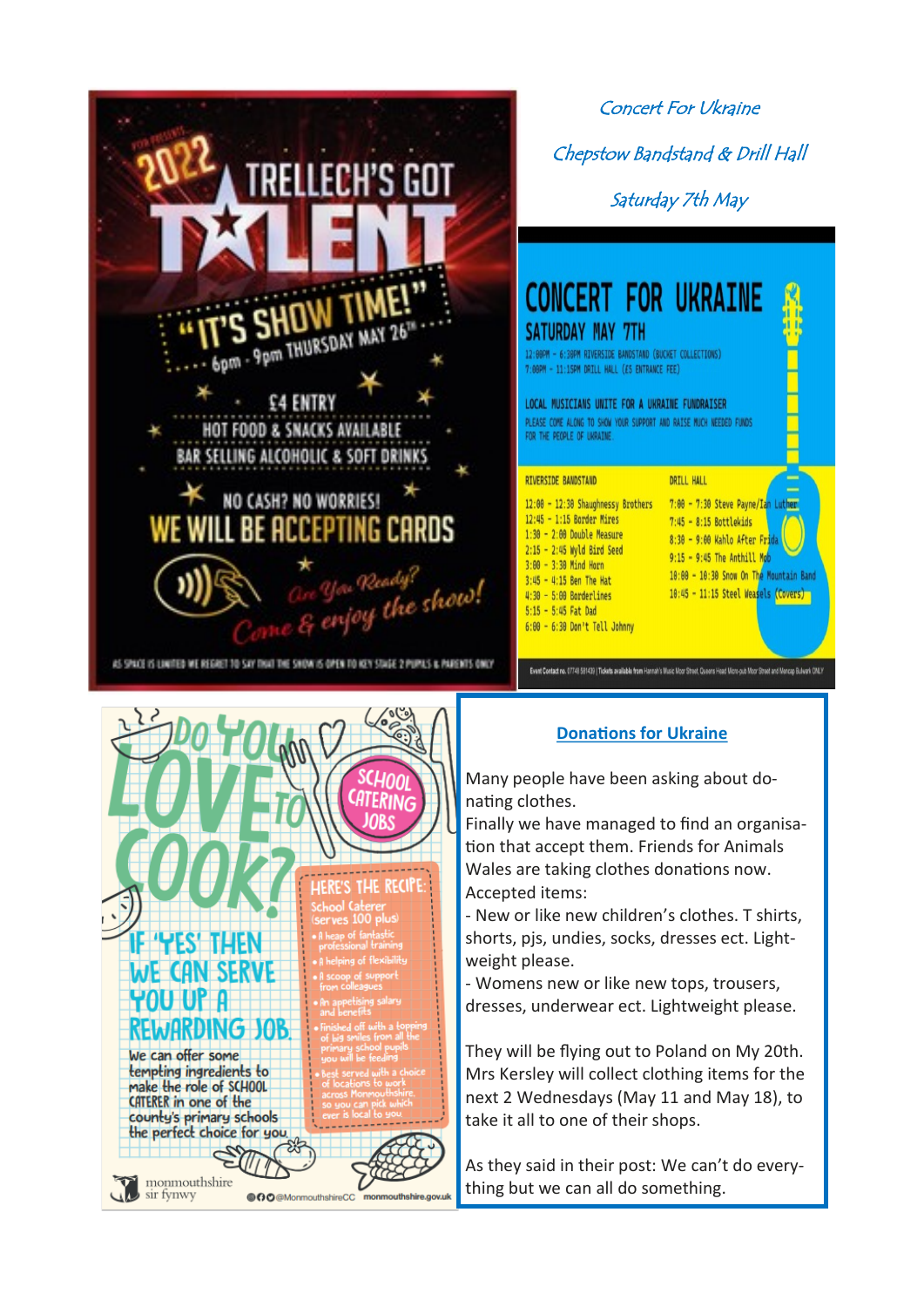# 2022 TRELLECH'S GOT TALENT

PTFA PRESENTS

"IT'S SHOW TIME!"

6pm - 9pm THURSDAY MAY 26TH

£4 ENTRY

HOT FOOD & SNACKS AVAILABLE

BAR SELLING ALCOHOLIC & SOFT DRINKS

NO CASH? NO WORRIES!

WE WILL BE ACCEPTING CARDS

Are You Ready?

Come & enjoy the show!

AS SPACE IS LIMITED WE REGRET TO SAY THAT THE SHOW IS OPEN TO KEY STAGE 2 PUPILS & PARENTS ONLY

*Concert For Ukraine*

*Chepstow Bandstand & Drill Hall*

*Saturday 7th May*

# CONCERT FOR UKRAINE

## SATURDAY MAY 7TH

12:00PM - 6:30PM RIVERSIDE BANDSTAND (BUCKET COLLECTIONS)
7:00PM - 11:15PM DRILL HALL (£5 ENTRANCE FEE)

LOCAL MUSICIANS UNITE FOR A UKRAINE FUNDRAISER

PLEASE COME ALONG TO SHOW YOUR SUPPORT AND RAISE MUCH NEEDED FUNDS FOR THE PEOPLE OF UKRAINE.

RIVERSIDE BANDSTAND

12:00 - 12:30 Shaughnessy Brothers
12:45 - 1:15 Border Mires
1:30 - 2:00 Double Measure
2:15 - 2:45 Wyld Bird Seed
3:00 - 3:30 Mind Horn
3:45 - 4:15 Ben The Hat
4:30 - 5:00 Borderlines
5:15 - 5:45 Fat Dad
6:00 - 6:30 Don't Tell Johnny

DRILL HALL

7:00 - 7:30 Steve Payne/Ian Luther
7:45 - 8:15 Bottlekids
8:30 - 9:00 Kahlo After Frida
9:15 - 9:45 The Anthill Mob
10:00 - 10:30 Snow On The Mountain Band
10:45 - 11:15 Steel Weasels (Covers)

Event Contact no. 07748 581430 | Tickets available from Hannah's Music Moor Street, Queens Head Micro-pub Moor Street and Mencap Bulwark ONLY

# DO YOU LOVE TO COOK?

SCHOOL CATERING JOBS

IF 'YES' THEN WE CAN SERVE YOU UP A REWARDING JOB.

We can offer some tempting ingredients to make the role of SCHOOL CATERER in one of the county's primary schools the perfect choice for you.

HERE'S THE RECIPE:

School Caterer (serves 100 plus)

- A heap of fantastic professional training
- A helping of flexibility
- A scoop of support from colleagues
- An appetising salary and benefits
- Finished off with a topping of big smiles from all the primary school pupils you will be feeding
- Best served with a choice of locations to work across Monmouthshire so you can pick which ever is local to you

monmouthshire sir fynwy

@MonmouthshireCC monmouthshire.gov.uk

## Donations for Ukraine

Many people have been asking about donating clothes.

Finally we have managed to find an organisation that accept them. Friends for Animals Wales are taking clothes donations now.

Accepted items:

- New or like new children's clothes. T shirts, shorts, pjs, undies, socks, dresses ect. Lightweight please.
- Womens new or like new tops, trousers, dresses, underwear ect. Lightweight please.

They will be flying out to Poland on My 20th. Mrs Kersley will collect clothing items for the next 2 Wednesdays (May 11 and May 18), to take it all to one of their shops.

As they said in their post: We can't do everything but we can all do something.